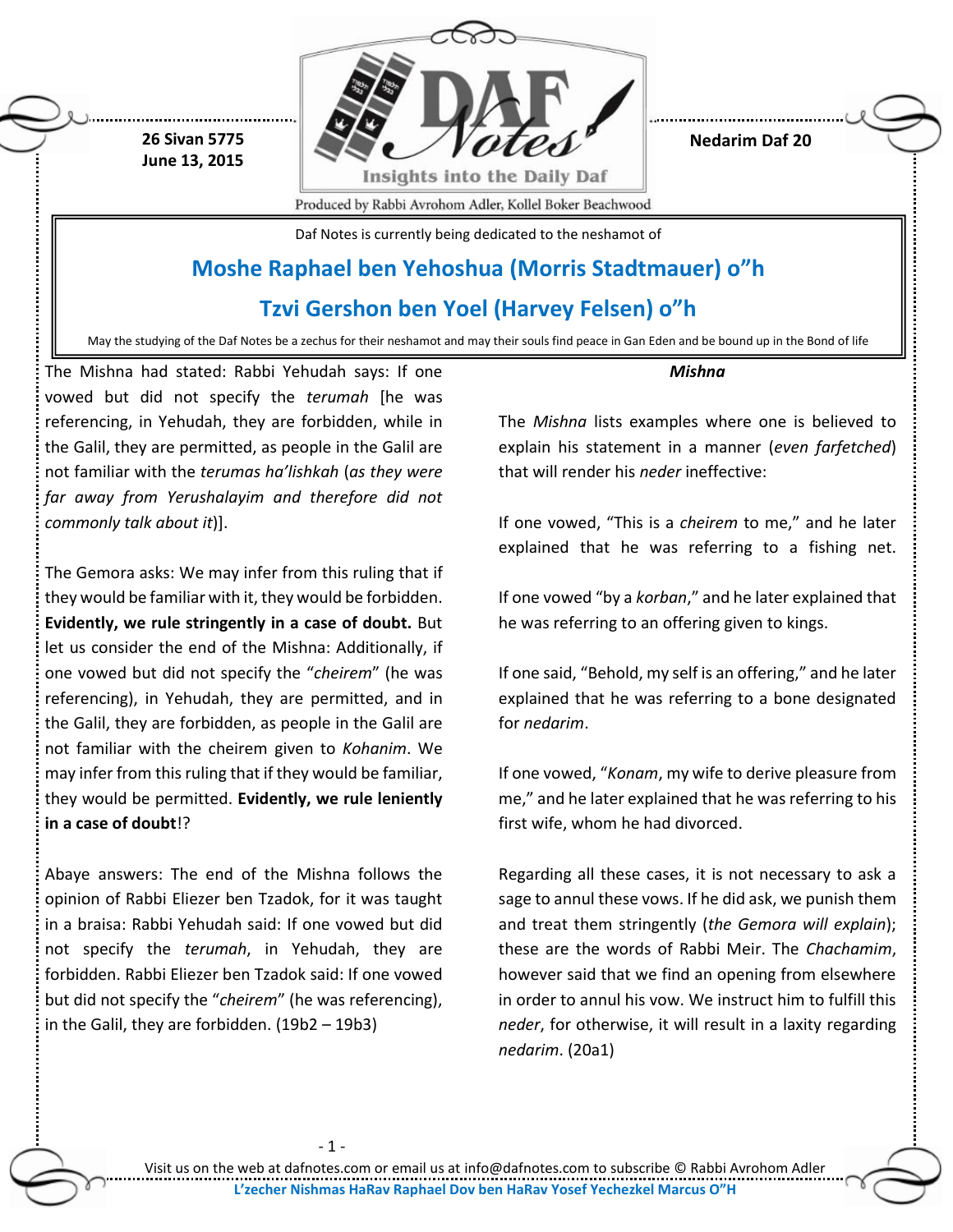26 Sivan 5775
June 13, 2015

**Nedarim Daf 20**

Daf Notes is currently being dedicated to the neshamot of

## Moshe Raphael ben Yehoshua (Morris Stadtmauer) o"h

## Tzvi Gershon ben Yoel (Harvey Felsen) o"h

May the studying of the Daf Notes be a zechus for their neshamot and may their souls find peace in Gan Eden and be bound up in the Bond of life

The Mishna had stated: Rabbi Yehudah says: If one vowed but did not specify the *terumah* [he was referencing, in Yehudah, they are forbidden, while in the Galil, they are permitted, as people in the Galil are not familiar with the *terumas ha'lishkah* (*as they were far away from Yerushalayim and therefore did not commonly talk about it*)].

The Gemora asks: We may infer from this ruling that if they would be familiar with it, they would be forbidden. **Evidently, we rule stringently in a case of doubt.** But let us consider the end of the Mishna: Additionally, if one vowed but did not specify the "*cheirem*" (he was referencing), in Yehudah, they are permitted, and in the Galil, they are forbidden, as people in the Galil are not familiar with the cheirem given to *Kohanim*. We may infer from this ruling that if they would be familiar, they would be permitted. **Evidently, we rule leniently in a case of doubt**!?

Abaye answers: The end of the Mishna follows the opinion of Rabbi Eliezer ben Tzadok, for it was taught in a braisa: Rabbi Yehudah said: If one vowed but did not specify the *terumah*, in Yehudah, they are forbidden. Rabbi Eliezer ben Tzadok said: If one vowed but did not specify the "*cheirem*" (he was referencing), in the Galil, they are forbidden. (19b2 – 19b3)

***Mishna***

The *Mishna* lists examples where one is believed to explain his statement in a manner (*even farfetched*) that will render his *neder* ineffective:

If one vowed, "This is a *cheirem* to me," and he later explained that he was referring to a fishing net.

If one vowed "by a *korban*," and he later explained that he was referring to an offering given to kings.

If one said, "Behold, my self is an offering," and he later explained that he was referring to a bone designated for *nedarim*.

If one vowed, "*Konam*, my wife to derive pleasure from me," and he later explained that he was referring to his first wife, whom he had divorced.

Regarding all these cases, it is not necessary to ask a sage to annul these vows. If he did ask, we punish them and treat them stringently (*the Gemora will explain*); these are the words of Rabbi Meir. The *Chachamim*, however said that we find an opening from elsewhere in order to annul his vow. We instruct him to fulfill this *neder*, for otherwise, it will result in a laxity regarding *nedarim*. (20a1)

Visit us on the web at dafnotes.com or email us at info@dafnotes.com to subscribe © Rabbi Avrohom Adler

**L'zecher Nishmas HaRav Raphael Dov ben HaRav Yosef Yechezkel Marcus O"H**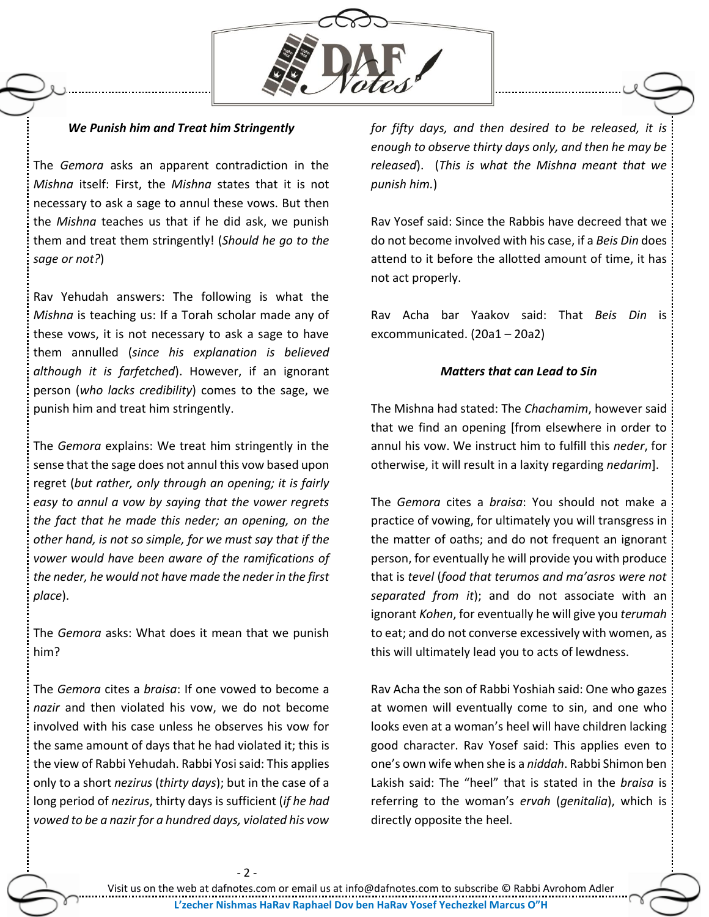### *We Punish him and Treat him Stringently*

The *Gemora* asks an apparent contradiction in the *Mishna* itself: First, the *Mishna* states that it is not necessary to ask a sage to annul these vows. But then the *Mishna* teaches us that if he did ask, we punish them and treat them stringently! (*Should he go to the sage or not?*)

Rav Yehudah answers: The following is what the *Mishna* is teaching us: If a Torah scholar made any of these vows, it is not necessary to ask a sage to have them annulled (*since his explanation is believed although it is farfetched*). However, if an ignorant person (*who lacks credibility*) comes to the sage, we punish him and treat him stringently.

The *Gemora* explains: We treat him stringently in the sense that the sage does not annul this vow based upon regret (*but rather, only through an opening; it is fairly easy to annul a vow by saying that the vower regrets the fact that he made this neder; an opening, on the other hand, is not so simple, for we must say that if the vower would have been aware of the ramifications of the neder, he would not have made the neder in the first place*).

The *Gemora* asks: What does it mean that we punish him?

The *Gemora* cites a *braisa*: If one vowed to become a *nazir* and then violated his vow, we do not become involved with his case unless he observes his vow for the same amount of days that he had violated it; this is the view of Rabbi Yehudah. Rabbi Yosi said: This applies only to a short *nezirus* (*thirty days*); but in the case of a long period of *nezirus*, thirty days is sufficient (*if he had vowed to be a nazir for a hundred days, violated his vow for fifty days, and then desired to be released, it is enough to observe thirty days only, and then he may be released*). (*This is what the Mishna meant that we punish him.*)

Rav Yosef said: Since the Rabbis have decreed that we do not become involved with his case, if a *Beis Din* does attend to it before the allotted amount of time, it has not act properly.

Rav Acha bar Yaakov said: That *Beis Din* is excommunicated. (20a1 – 20a2)

### *Matters that can Lead to Sin*

The Mishna had stated: The *Chachamim*, however said that we find an opening [from elsewhere in order to annul his vow. We instruct him to fulfill this *neder*, for otherwise, it will result in a laxity regarding *nedarim*].

The *Gemora* cites a *braisa*: You should not make a practice of vowing, for ultimately you will transgress in the matter of oaths; and do not frequent an ignorant person, for eventually he will provide you with produce that is *tevel* (*food that terumos and ma'asros were not separated from it*); and do not associate with an ignorant *Kohen*, for eventually he will give you *terumah* to eat; and do not converse excessively with women, as this will ultimately lead you to acts of lewdness.

Rav Acha the son of Rabbi Yoshiah said: One who gazes at women will eventually come to sin, and one who looks even at a woman's heel will have children lacking good character. Rav Yosef said: This applies even to one's own wife when she is a *niddah*. Rabbi Shimon ben Lakish said: The "heel" that is stated in the *braisa* is referring to the woman's *ervah* (*genitalia*), which is directly opposite the heel.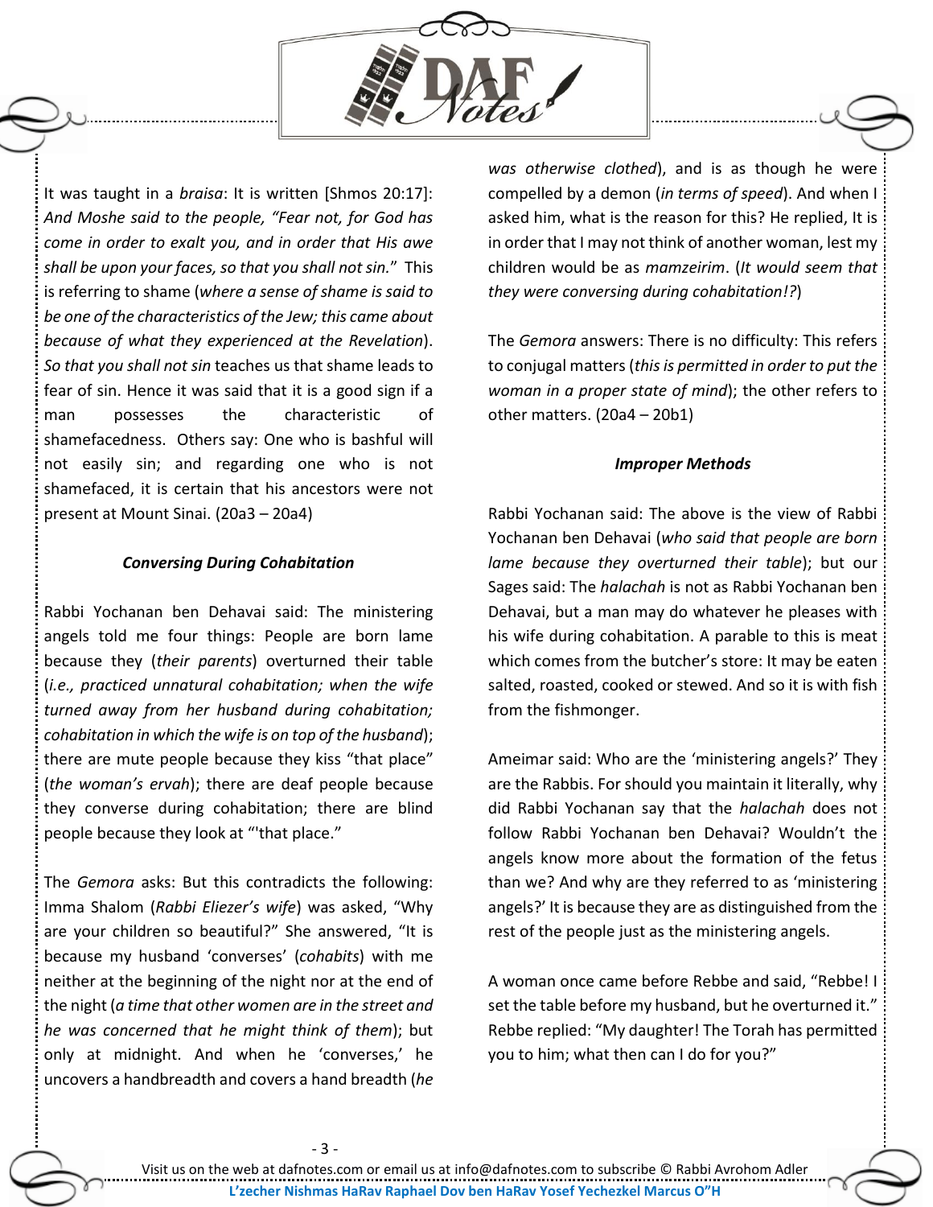It was taught in a *braisa*: It is written [Shmos 20:17]: *And Moshe said to the people, "Fear not, for God has come in order to exalt you, and in order that His awe shall be upon your faces, so that you shall not sin."* This is referring to shame (*where a sense of shame is said to be one of the characteristics of the Jew; this came about because of what they experienced at the Revelation*). *So that you shall not sin* teaches us that shame leads to fear of sin. Hence it was said that it is a good sign if a man possesses the characteristic of shamefacedness. Others say: One who is bashful will not easily sin; and regarding one who is not shamefaced, it is certain that his ancestors were not present at Mount Sinai. (20a3 – 20a4)

### *Conversing During Cohabitation*

Rabbi Yochanan ben Dehavai said: The ministering angels told me four things: People are born lame because they (*their parents*) overturned their table (*i.e., practiced unnatural cohabitation; when the wife turned away from her husband during cohabitation; cohabitation in which the wife is on top of the husband*); there are mute people because they kiss "that place" (*the woman's ervah*); there are deaf people because they converse during cohabitation; there are blind people because they look at "'that place."

The *Gemora* asks: But this contradicts the following: Imma Shalom (*Rabbi Eliezer's wife*) was asked, "Why are your children so beautiful?" She answered, "It is because my husband 'converses' (*cohabits*) with me neither at the beginning of the night nor at the end of the night (*a time that other women are in the street and he was concerned that he might think of them*); but only at midnight. And when he 'converses,' he uncovers a handbreadth and covers a hand breadth (*he was otherwise clothed*), and is as though he were compelled by a demon (*in terms of speed*). And when I asked him, what is the reason for this? He replied, It is in order that I may not think of another woman, lest my children would be as *mamzeirim*. (*It would seem that they were conversing during cohabitation!?*)

The *Gemora* answers: There is no difficulty: This refers to conjugal matters (*this is permitted in order to put the woman in a proper state of mind*); the other refers to other matters. (20a4 – 20b1)

### *Improper Methods*

Rabbi Yochanan said: The above is the view of Rabbi Yochanan ben Dehavai (*who said that people are born lame because they overturned their table*); but our Sages said: The *halachah* is not as Rabbi Yochanan ben Dehavai, but a man may do whatever he pleases with his wife during cohabitation. A parable to this is meat which comes from the butcher's store: It may be eaten salted, roasted, cooked or stewed. And so it is with fish from the fishmonger.

Ameimar said: Who are the 'ministering angels?' They are the Rabbis. For should you maintain it literally, why did Rabbi Yochanan say that the *halachah* does not follow Rabbi Yochanan ben Dehavai? Wouldn't the angels know more about the formation of the fetus than we? And why are they referred to as 'ministering angels?' It is because they are as distinguished from the rest of the people just as the ministering angels.

A woman once came before Rebbe and said, "Rebbe! I set the table before my husband, but he overturned it." Rebbe replied: "My daughter! The Torah has permitted you to him; what then can I do for you?"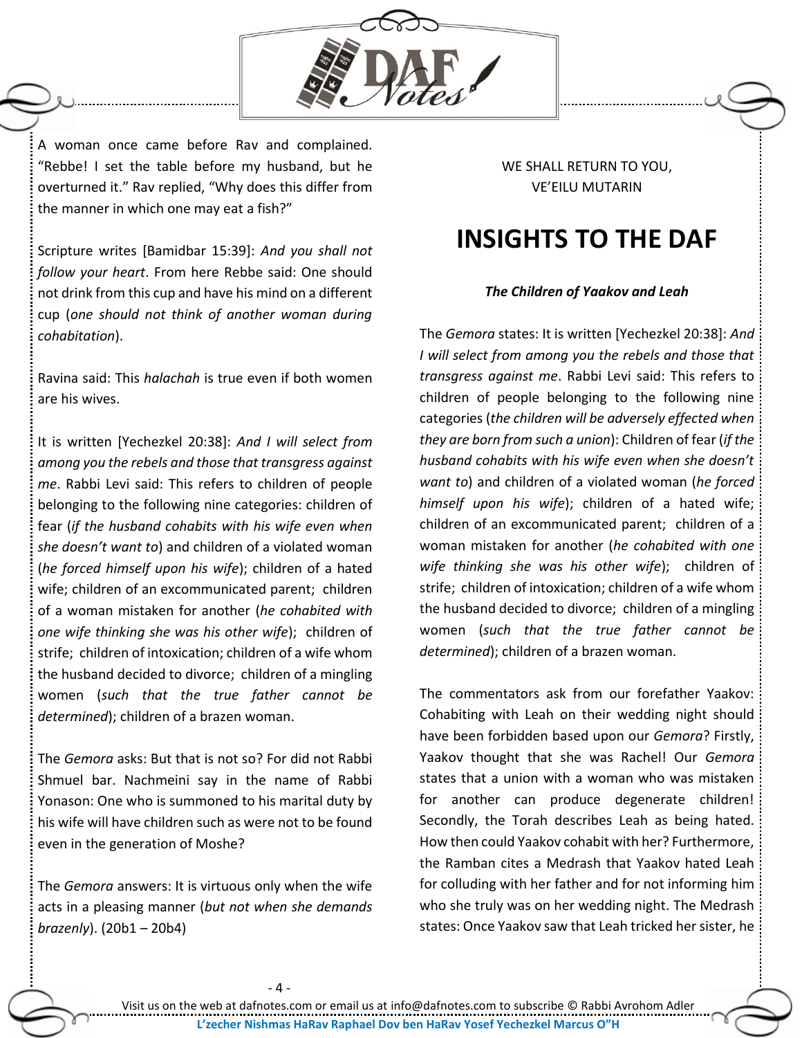A woman once came before Rav and complained. "Rebbe! I set the table before my husband, but he overturned it." Rav replied, "Why does this differ from the manner in which one may eat a fish?"

Scripture writes [Bamidbar 15:39]: *And you shall not follow your heart*. From here Rebbe said: One should not drink from this cup and have his mind on a different cup (*one should not think of another woman during cohabitation*).

Ravina said: This *halachah* is true even if both women are his wives.

It is written [Yechezkel 20:38]: *And I will select from among you the rebels and those that transgress against me*. Rabbi Levi said: This refers to children of people belonging to the following nine categories: children of fear (*if the husband cohabits with his wife even when she doesn't want to*) and children of a violated woman (*he forced himself upon his wife*); children of a hated wife; children of an excommunicated parent; children of a woman mistaken for another (*he cohabited with one wife thinking she was his other wife*); children of strife; children of intoxication; children of a wife whom the husband decided to divorce; children of a mingling women (*such that the true father cannot be determined*); children of a brazen woman.

The *Gemora* asks: But that is not so? For did not Rabbi Shmuel bar. Nachmeini say in the name of Rabbi Yonason: One who is summoned to his marital duty by his wife will have children such as were not to be found even in the generation of Moshe?

The *Gemora* answers: It is virtuous only when the wife acts in a pleasing manner (*but not when she demands brazenly*). (20b1 – 20b4)

WE SHALL RETURN TO YOU,
VE'EILU MUTARIN

# INSIGHTS TO THE DAF

***The Children of Yaakov and Leah***

The *Gemora* states: It is written [Yechezkel 20:38]: *And I will select from among you the rebels and those that transgress against me*. Rabbi Levi said: This refers to children of people belonging to the following nine categories (*the children will be adversely effected when they are born from such a union*): Children of fear (*if the husband cohabits with his wife even when she doesn't want to*) and children of a violated woman (*he forced himself upon his wife*); children of a hated wife; children of an excommunicated parent; children of a woman mistaken for another (*he cohabited with one wife thinking she was his other wife*); children of strife; children of intoxication; children of a wife whom the husband decided to divorce; children of a mingling women (*such that the true father cannot be determined*); children of a brazen woman.

The commentators ask from our forefather Yaakov: Cohabiting with Leah on their wedding night should have been forbidden based upon our *Gemora*? Firstly, Yaakov thought that she was Rachel! Our *Gemora* states that a union with a woman who was mistaken for another can produce degenerate children! Secondly, the Torah describes Leah as being hated. How then could Yaakov cohabit with her? Furthermore, the Ramban cites a Medrash that Yaakov hated Leah for colluding with her father and for not informing him who she truly was on her wedding night. The Medrash states: Once Yaakov saw that Leah tricked her sister, he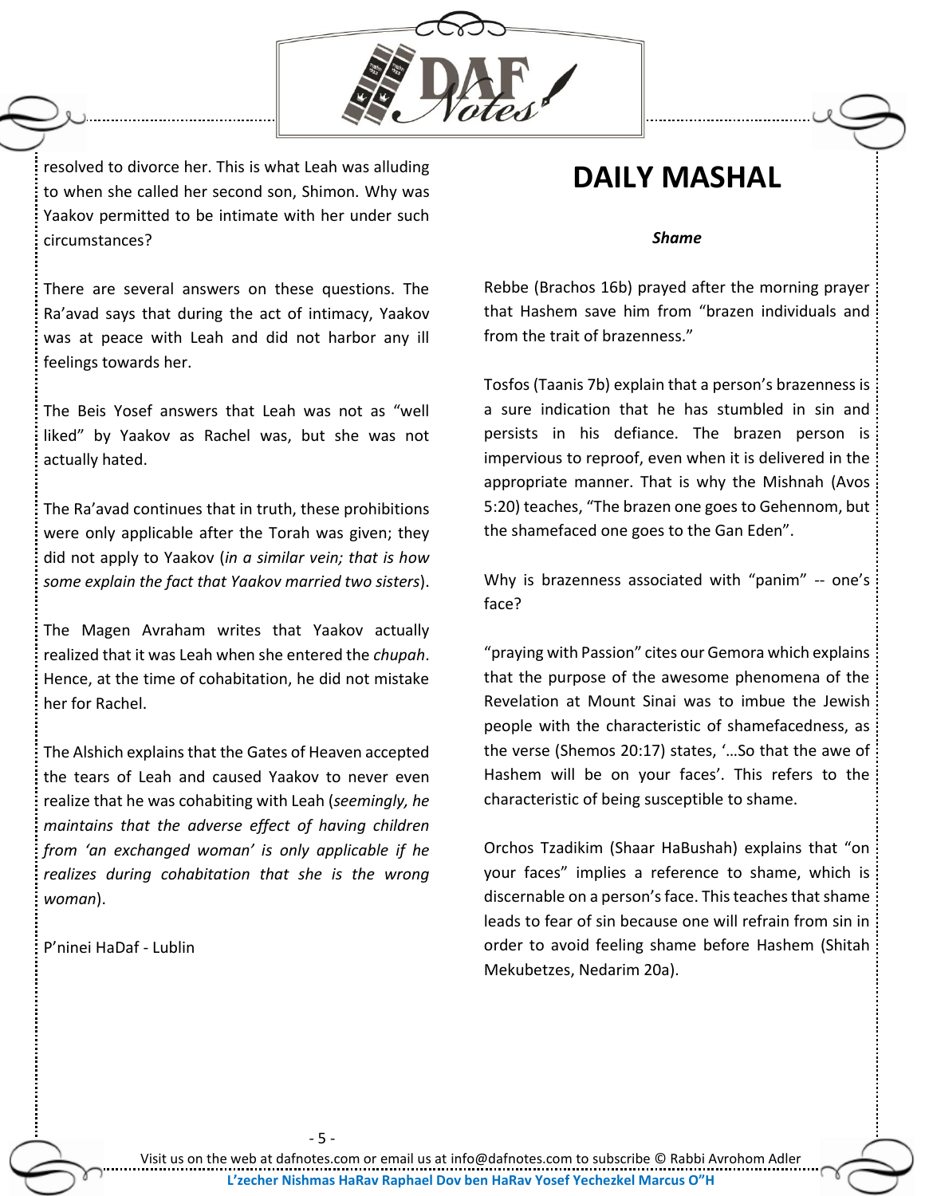resolved to divorce her. This is what Leah was alluding to when she called her second son, Shimon. Why was Yaakov permitted to be intimate with her under such circumstances?

There are several answers on these questions. The Ra'avad says that during the act of intimacy, Yaakov was at peace with Leah and did not harbor any ill feelings towards her.

The Beis Yosef answers that Leah was not as "well liked" by Yaakov as Rachel was, but she was not actually hated.

The Ra'avad continues that in truth, these prohibitions were only applicable after the Torah was given; they did not apply to Yaakov (*in a similar vein; that is how some explain the fact that Yaakov married two sisters*).

The Magen Avraham writes that Yaakov actually realized that it was Leah when she entered the *chupah*. Hence, at the time of cohabitation, he did not mistake her for Rachel.

The Alshich explains that the Gates of Heaven accepted the tears of Leah and caused Yaakov to never even realize that he was cohabiting with Leah (*seemingly, he maintains that the adverse effect of having children from 'an exchanged woman' is only applicable if he realizes during cohabitation that she is the wrong woman*).

P'ninei HaDaf - Lublin

# DAILY MASHAL

***Shame***

Rebbe (Brachos 16b) prayed after the morning prayer that Hashem save him from "brazen individuals and from the trait of brazenness."

Tosfos (Taanis 7b) explain that a person's brazenness is a sure indication that he has stumbled in sin and persists in his defiance. The brazen person is impervious to reproof, even when it is delivered in the appropriate manner. That is why the Mishnah (Avos 5:20) teaches, "The brazen one goes to Gehennom, but the shamefaced one goes to the Gan Eden".

Why is brazenness associated with "panim" -- one's face?

"praying with Passion" cites our Gemora which explains that the purpose of the awesome phenomena of the Revelation at Mount Sinai was to imbue the Jewish people with the characteristic of shamefacedness, as the verse (Shemos 20:17) states, '…So that the awe of Hashem will be on your faces'. This refers to the characteristic of being susceptible to shame.

Orchos Tzadikim (Shaar HaBushah) explains that "on your faces" implies a reference to shame, which is discernable on a person's face. This teaches that shame leads to fear of sin because one will refrain from sin in order to avoid feeling shame before Hashem (Shitah Mekubetzes, Nedarim 20a).

**L'zecher Nishmas HaRav Raphael Dov ben HaRav Yosef Yechezkel Marcus O"H**